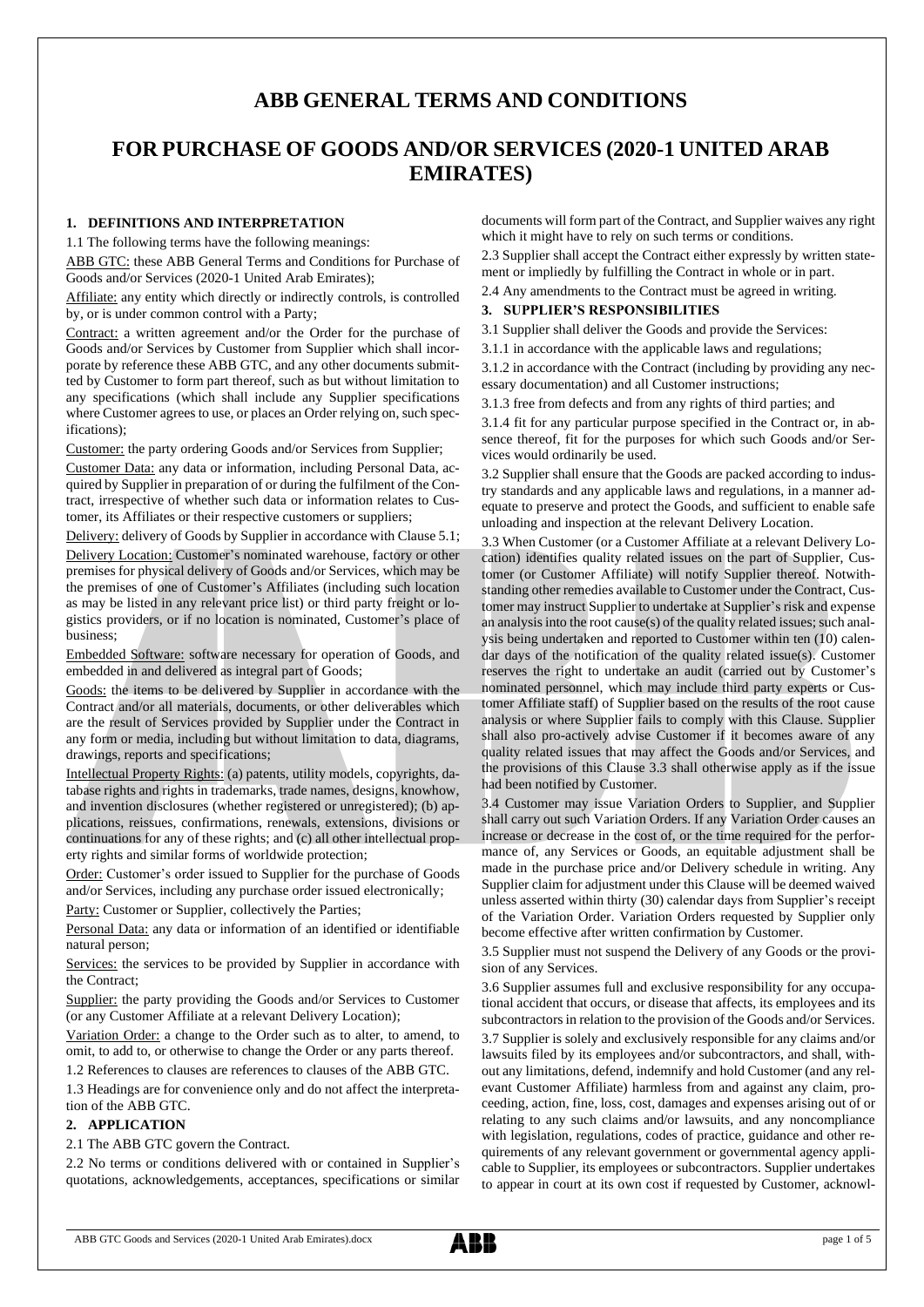# ABB GENERAL TERMS AND CONDITIONS

# FOR PURCHASE OF GOODS AND/OR SERVICES (2020-1 UNITED ARAB EMIRATES)

## 1. DEFINITIONS AND INTERPRETATION

1.1 The following terms have the following meanings:

ABB GTC: these ABB General Terms and Conditions for Purchase of Goods and/or Services (2020-1 United Arab Emirates);

Affiliate: any entity which directly or indirectly controls, is controlled by, or is under common control with a Party;

Contract: a written agreement and/or the Order for the purchase of Goods and/or Services by Customer from Supplier which shall incorporate by reference these ABB GTC, and any other documents submitted by Customer to form part thereof, such as but without limitation to any specifications (which shall include any Supplier specifications where Customer agrees to use, or places an Order relying on, such specifications);

Customer: the party ordering Goods and/or Services from Supplier;

Customer Data: any data or information, including Personal Data, acquired by Supplier in preparation of or during the fulfilment of the Contract, irrespective of whether such data or information relates to Customer, its Affiliates or their respective customers or suppliers;

Delivery: delivery of Goods by Supplier in accordance with Clause 5.1;

Delivery Location: Customer's nominated warehouse, factory or other premises for physical delivery of Goods and/or Services, which may be the premises of one of Customer's Affiliates (including such location as may be listed in any relevant price list) or third party freight or logistics providers, or if no location is nominated, Customer's place of business;

Embedded Software: software necessary for operation of Goods, and embedded in and delivered as integral part of Goods;

Goods: the items to be delivered by Supplier in accordance with the Contract and/or all materials, documents, or other deliverables which are the result of Services provided by Supplier under the Contract in any form or media, including but without limitation to data, diagrams, drawings, reports and specifications;

Intellectual Property Rights: (a) patents, utility models, copyrights, database rights and rights in trademarks, trade names, designs, knowhow, and invention disclosures (whether registered or unregistered); (b) applications, reissues, confirmations, renewals, extensions, divisions or continuations for any of these rights; and (c) all other intellectual property rights and similar forms of worldwide protection;

Order: Customer's order issued to Supplier for the purchase of Goods and/or Services, including any purchase order issued electronically;

Party: Customer or Supplier, collectively the Parties;

Personal Data: any data or information of an identified or identifiable natural person;

Services: the services to be provided by Supplier in accordance with the Contract;

Supplier: the party providing the Goods and/or Services to Customer (or any Customer Affiliate at a relevant Delivery Location);

Variation Order: a change to the Order such as to alter, to amend, to omit, to add to, or otherwise to change the Order or any parts thereof.

1.2 References to clauses are references to clauses of the ABB GTC.

1.3 Headings are for convenience only and do not affect the interpretation of the ABB GTC.

## 2. APPLICATION

2.1 The ABB GTC govern the Contract.

2.2 No terms or conditions delivered with or contained in Supplier's quotations, acknowledgements, acceptances, specifications or similar documents will form part of the Contract, and Supplier waives any right which it might have to rely on such terms or conditions.

2.3 Supplier shall accept the Contract either expressly by written statement or impliedly by fulfilling the Contract in whole or in part.

2.4 Any amendments to the Contract must be agreed in writing.

## 3. SUPPLIER'S RESPONSIBILITIES

3.1 Supplier shall deliver the Goods and provide the Services:

3.1.1 in accordance with the applicable laws and regulations;

3.1.2 in accordance with the Contract (including by providing any necessary documentation) and all Customer instructions;

3.1.3 free from defects and from any rights of third parties; and

3.1.4 fit for any particular purpose specified in the Contract or, in absence thereof, fit for the purposes for which such Goods and/or Services would ordinarily be used.

3.2 Supplier shall ensure that the Goods are packed according to industry standards and any applicable laws and regulations, in a manner adequate to preserve and protect the Goods, and sufficient to enable safe unloading and inspection at the relevant Delivery Location.

3.3 When Customer (or a Customer Affiliate at a relevant Delivery Location) identifies quality related issues on the part of Supplier, Customer (or Customer Affiliate) will notify Supplier thereof. Notwithstanding other remedies available to Customer under the Contract, Customer may instruct Supplier to undertake at Supplier's risk and expense an analysis into the root cause(s) of the quality related issues; such analysis being undertaken and reported to Customer within ten (10) calendar days of the notification of the quality related issue(s). Customer reserves the right to undertake an audit (carried out by Customer's nominated personnel, which may include third party experts or Customer Affiliate staff) of Supplier based on the results of the root cause analysis or where Supplier fails to comply with this Clause. Supplier shall also pro-actively advise Customer if it becomes aware of any quality related issues that may affect the Goods and/or Services, and the provisions of this Clause 3.3 shall otherwise apply as if the issue had been notified by Customer.

3.4 Customer may issue Variation Orders to Supplier, and Supplier shall carry out such Variation Orders. If any Variation Order causes an increase or decrease in the cost of, or the time required for the performance of, any Services or Goods, an equitable adjustment shall be made in the purchase price and/or Delivery schedule in writing. Any Supplier claim for adjustment under this Clause will be deemed waived unless asserted within thirty (30) calendar days from Supplier's receipt of the Variation Order. Variation Orders requested by Supplier only become effective after written confirmation by Customer.

3.5 Supplier must not suspend the Delivery of any Goods or the provision of any Services.

3.6 Supplier assumes full and exclusive responsibility for any occupational accident that occurs, or disease that affects, its employees and its subcontractors in relation to the provision of the Goods and/or Services.

3.7 Supplier is solely and exclusively responsible for any claims and/or lawsuits filed by its employees and/or subcontractors, and shall, without any limitations, defend, indemnify and hold Customer (and any relevant Customer Affiliate) harmless from and against any claim, proceeding, action, fine, loss, cost, damages and expenses arising out of or relating to any such claims and/or lawsuits, and any noncompliance with legislation, regulations, codes of practice, guidance and other requirements of any relevant government or governmental agency applicable to Supplier, its employees or subcontractors. Supplier undertakes to appear in court at its own cost if requested by Customer, acknowl-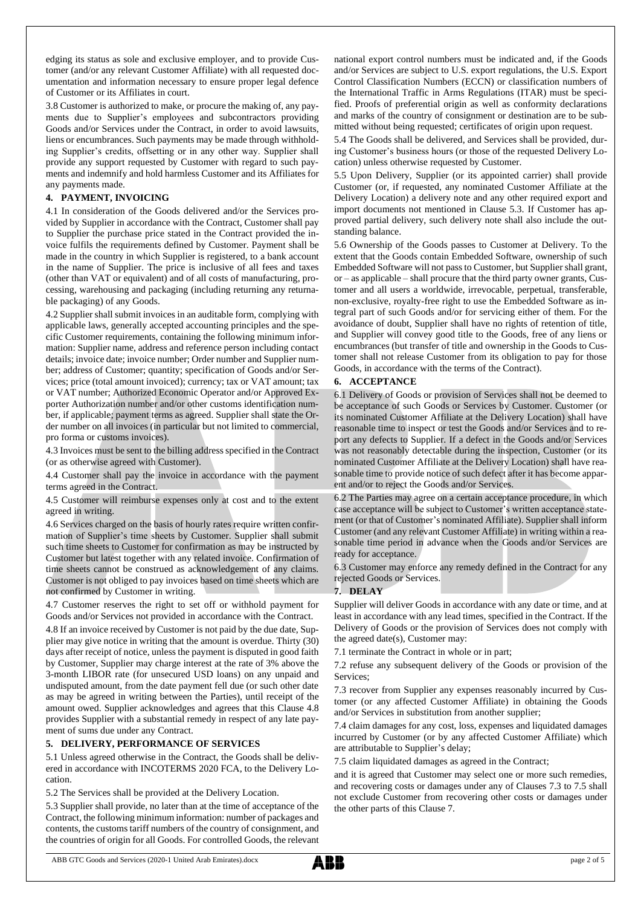edging its status as sole and exclusive employer, and to provide Customer (and/or any relevant Customer Affiliate) with all requested documentation and information necessary to ensure proper legal defence of Customer or its Affiliates in court.

3.8 Customer is authorized to make, or procure the making of, any payments due to Supplier's employees and subcontractors providing Goods and/or Services under the Contract, in order to avoid lawsuits, liens or encumbrances. Such payments may be made through withholding Supplier's credits, offsetting or in any other way. Supplier shall provide any support requested by Customer with regard to such payments and indemnify and hold harmless Customer and its Affiliates for any payments made.

## 4. PAYMENT, INVOICING

4.1 In consideration of the Goods delivered and/or the Services provided by Supplier in accordance with the Contract, Customer shall pay to Supplier the purchase price stated in the Contract provided the invoice fulfils the requirements defined by Customer. Payment shall be made in the country in which Supplier is registered, to a bank account in the name of Supplier. The price is inclusive of all fees and taxes (other than VAT or equivalent) and of all costs of manufacturing, processing, warehousing and packaging (including returning any returnable packaging) of any Goods.

4.2 Supplier shall submit invoices in an auditable form, complying with applicable laws, generally accepted accounting principles and the specific Customer requirements, containing the following minimum information: Supplier name, address and reference person including contact details; invoice date; invoice number; Order number and Supplier number; address of Customer; quantity; specification of Goods and/or Services; price (total amount invoiced); currency; tax or VAT amount; tax or VAT number; Authorized Economic Operator and/or Approved Exporter Authorization number and/or other customs identification number, if applicable; payment terms as agreed. Supplier shall state the Order number on all invoices (in particular but not limited to commercial, pro forma or customs invoices).

4.3 Invoices must be sent to the billing address specified in the Contract (or as otherwise agreed with Customer).

4.4 Customer shall pay the invoice in accordance with the payment terms agreed in the Contract.

4.5 Customer will reimburse expenses only at cost and to the extent agreed in writing.

4.6 Services charged on the basis of hourly rates require written confirmation of Supplier's time sheets by Customer. Supplier shall submit such time sheets to Customer for confirmation as may be instructed by Customer but latest together with any related invoice. Confirmation of time sheets cannot be construed as acknowledgement of any claims. Customer is not obliged to pay invoices based on time sheets which are not confirmed by Customer in writing.

4.7 Customer reserves the right to set off or withhold payment for Goods and/or Services not provided in accordance with the Contract.

4.8 If an invoice received by Customer is not paid by the due date, Supplier may give notice in writing that the amount is overdue. Thirty (30) days after receipt of notice, unless the payment is disputed in good faith by Customer, Supplier may charge interest at the rate of 3% above the 3-month LIBOR rate (for unsecured USD loans) on any unpaid and undisputed amount, from the date payment fell due (or such other date as may be agreed in writing between the Parties), until receipt of the amount owed. Supplier acknowledges and agrees that this Clause 4.8 provides Supplier with a substantial remedy in respect of any late payment of sums due under any Contract.

## 5. DELIVERY, PERFORMANCE OF SERVICES

5.1 Unless agreed otherwise in the Contract, the Goods shall be delivered in accordance with INCOTERMS 2020 FCA, to the Delivery Location.

5.2 The Services shall be provided at the Delivery Location.

5.3 Supplier shall provide, no later than at the time of acceptance of the Contract, the following minimum information: number of packages and contents, the customs tariff numbers of the country of consignment, and the countries of origin for all Goods. For controlled Goods, the relevant national export control numbers must be indicated and, if the Goods and/or Services are subject to U.S. export regulations, the U.S. Export Control Classification Numbers (ECCN) or classification numbers of the International Traffic in Arms Regulations (ITAR) must be specified. Proofs of preferential origin as well as conformity declarations and marks of the country of consignment or destination are to be submitted without being requested; certificates of origin upon request.

5.4 The Goods shall be delivered, and Services shall be provided, during Customer's business hours (or those of the requested Delivery Location) unless otherwise requested by Customer.

5.5 Upon Delivery, Supplier (or its appointed carrier) shall provide Customer (or, if requested, any nominated Customer Affiliate at the Delivery Location) a delivery note and any other required export and import documents not mentioned in Clause 5.3. If Customer has approved partial delivery, such delivery note shall also include the outstanding balance.

5.6 Ownership of the Goods passes to Customer at Delivery. To the extent that the Goods contain Embedded Software, ownership of such Embedded Software will not pass to Customer, but Supplier shall grant, or – as applicable – shall procure that the third party owner grants, Customer and all users a worldwide, irrevocable, perpetual, transferable, non-exclusive, royalty-free right to use the Embedded Software as integral part of such Goods and/or for servicing either of them. For the avoidance of doubt, Supplier shall have no rights of retention of title, and Supplier will convey good title to the Goods, free of any liens or encumbrances (but transfer of title and ownership in the Goods to Customer shall not release Customer from its obligation to pay for those Goods, in accordance with the terms of the Contract).

## 6. ACCEPTANCE

6.1 Delivery of Goods or provision of Services shall not be deemed to be acceptance of such Goods or Services by Customer. Customer (or its nominated Customer Affiliate at the Delivery Location) shall have reasonable time to inspect or test the Goods and/or Services and to report any defects to Supplier. If a defect in the Goods and/or Services was not reasonably detectable during the inspection, Customer (or its nominated Customer Affiliate at the Delivery Location) shall have reasonable time to provide notice of such defect after it has become apparent and/or to reject the Goods and/or Services.

6.2 The Parties may agree on a certain acceptance procedure, in which case acceptance will be subject to Customer's written acceptance statement (or that of Customer's nominated Affiliate). Supplier shall inform Customer (and any relevant Customer Affiliate) in writing within a reasonable time period in advance when the Goods and/or Services are ready for acceptance.

6.3 Customer may enforce any remedy defined in the Contract for any rejected Goods or Services.

## 7. DELAY

Supplier will deliver Goods in accordance with any date or time, and at least in accordance with any lead times, specified in the Contract. If the Delivery of Goods or the provision of Services does not comply with the agreed date(s), Customer may:

7.1 terminate the Contract in whole or in part;

7.2 refuse any subsequent delivery of the Goods or provision of the Services;

7.3 recover from Supplier any expenses reasonably incurred by Customer (or any affected Customer Affiliate) in obtaining the Goods and/or Services in substitution from another supplier;

7.4 claim damages for any cost, loss, expenses and liquidated damages incurred by Customer (or by any affected Customer Affiliate) which are attributable to Supplier's delay;

7.5 claim liquidated damages as agreed in the Contract;

and it is agreed that Customer may select one or more such remedies, and recovering costs or damages under any of Clauses 7.3 to 7.5 shall not exclude Customer from recovering other costs or damages under the other parts of this Clause 7.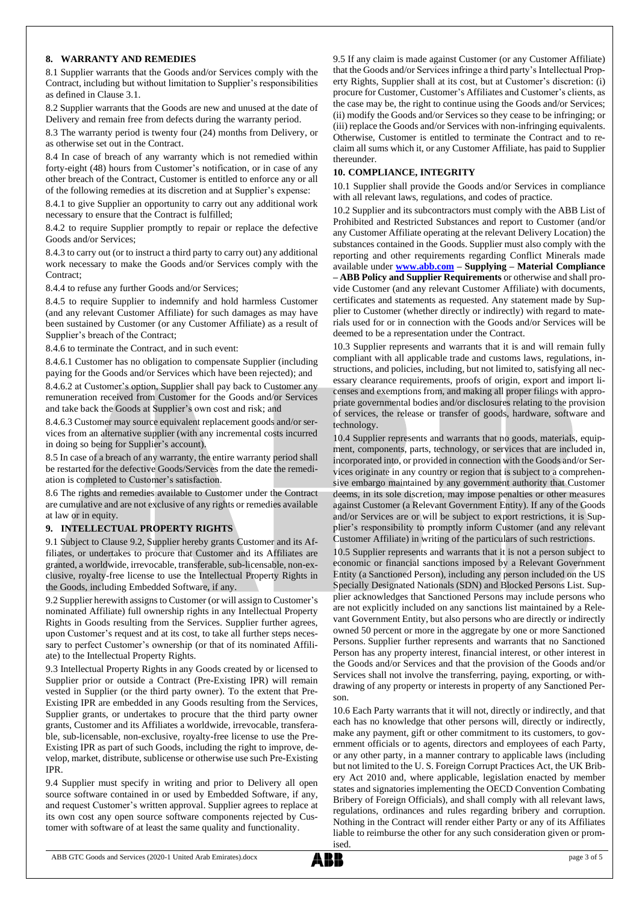## 8. WARRANTY AND REMEDIES

8.1 Supplier warrants that the Goods and/or Services comply with the Contract, including but without limitation to Supplier's responsibilities as defined in Clause 3.1.

8.2 Supplier warrants that the Goods are new and unused at the date of Delivery and remain free from defects during the warranty period.

8.3 The warranty period is twenty four (24) months from Delivery, or as otherwise set out in the Contract.

8.4 In case of breach of any warranty which is not remedied within forty-eight (48) hours from Customer's notification, or in case of any other breach of the Contract, Customer is entitled to enforce any or all of the following remedies at its discretion and at Supplier's expense:

8.4.1 to give Supplier an opportunity to carry out any additional work necessary to ensure that the Contract is fulfilled;

8.4.2 to require Supplier promptly to repair or replace the defective Goods and/or Services;

8.4.3 to carry out (or to instruct a third party to carry out) any additional work necessary to make the Goods and/or Services comply with the Contract;

8.4.4 to refuse any further Goods and/or Services;

8.4.5 to require Supplier to indemnify and hold harmless Customer (and any relevant Customer Affiliate) for such damages as may have been sustained by Customer (or any Customer Affiliate) as a result of Supplier's breach of the Contract;

8.4.6 to terminate the Contract, and in such event:

8.4.6.1 Customer has no obligation to compensate Supplier (including paying for the Goods and/or Services which have been rejected); and

8.4.6.2 at Customer's option, Supplier shall pay back to Customer any remuneration received from Customer for the Goods and/or Services and take back the Goods at Supplier's own cost and risk; and

8.4.6.3 Customer may source equivalent replacement goods and/or services from an alternative supplier (with any incremental costs incurred in doing so being for Supplier's account).

8.5 In case of a breach of any warranty, the entire warranty period shall be restarted for the defective Goods/Services from the date the remediation is completed to Customer's satisfaction.

8.6 The rights and remedies available to Customer under the Contract are cumulative and are not exclusive of any rights or remedies available at law or in equity.

## 9. INTELLECTUAL PROPERTY RIGHTS

9.1 Subject to Clause 9.2, Supplier hereby grants Customer and its Affiliates, or undertakes to procure that Customer and its Affiliates are granted, a worldwide, irrevocable, transferable, sub-licensable, non-exclusive, royalty-free license to use the Intellectual Property Rights in the Goods, including Embedded Software, if any.

9.2 Supplier herewith assigns to Customer (or will assign to Customer's nominated Affiliate) full ownership rights in any Intellectual Property Rights in Goods resulting from the Services. Supplier further agrees, upon Customer's request and at its cost, to take all further steps necessary to perfect Customer's ownership (or that of its nominated Affiliate) to the Intellectual Property Rights.

9.3 Intellectual Property Rights in any Goods created by or licensed to Supplier prior or outside a Contract (Pre-Existing IPR) will remain vested in Supplier (or the third party owner). To the extent that Pre-Existing IPR are embedded in any Goods resulting from the Services, Supplier grants, or undertakes to procure that the third party owner grants, Customer and its Affiliates a worldwide, irrevocable, transferable, sub-licensable, non-exclusive, royalty-free license to use the Pre-Existing IPR as part of such Goods, including the right to improve, develop, market, distribute, sublicense or otherwise use such Pre-Existing IPR.

9.4 Supplier must specify in writing and prior to Delivery all open source software contained in or used by Embedded Software, if any, and request Customer's written approval. Supplier agrees to replace at its own cost any open source software components rejected by Customer with software of at least the same quality and functionality.

9.5 If any claim is made against Customer (or any Customer Affiliate) that the Goods and/or Services infringe a third party's Intellectual Property Rights, Supplier shall at its cost, but at Customer's discretion: (i) procure for Customer, Customer's Affiliates and Customer's clients, as the case may be, the right to continue using the Goods and/or Services; (ii) modify the Goods and/or Services so they cease to be infringing; or (iii) replace the Goods and/or Services with non-infringing equivalents. Otherwise, Customer is entitled to terminate the Contract and to reclaim all sums which it, or any Customer Affiliate, has paid to Supplier thereunder.

## 10. COMPLIANCE, INTEGRITY

10.1 Supplier shall provide the Goods and/or Services in compliance with all relevant laws, regulations, and codes of practice.

10.2 Supplier and its subcontractors must comply with the ABB List of Prohibited and Restricted Substances and report to Customer (and/or any Customer Affiliate operating at the relevant Delivery Location) the substances contained in the Goods. Supplier must also comply with the reporting and other requirements regarding Conflict Minerals made available under **www.abb.com – Supplying – Material Compliance – ABB Policy and Supplier Requirements** or otherwise and shall provide Customer (and any relevant Customer Affiliate) with documents, certificates and statements as requested. Any statement made by Supplier to Customer (whether directly or indirectly) with regard to materials used for or in connection with the Goods and/or Services will be deemed to be a representation under the Contract.

10.3 Supplier represents and warrants that it is and will remain fully compliant with all applicable trade and customs laws, regulations, instructions, and policies, including, but not limited to, satisfying all necessary clearance requirements, proofs of origin, export and import licenses and exemptions from, and making all proper filings with appropriate governmental bodies and/or disclosures relating to the provision of services, the release or transfer of goods, hardware, software and technology.

10.4 Supplier represents and warrants that no goods, materials, equipment, components, parts, technology, or services that are included in, incorporated into, or provided in connection with the Goods and/or Services originate in any country or region that is subject to a comprehensive embargo maintained by any government authority that Customer deems, in its sole discretion, may impose penalties or other measures against Customer (a Relevant Government Entity). If any of the Goods and/or Services are or will be subject to export restrictions, it is Supplier's responsibility to promptly inform Customer (and any relevant Customer Affiliate) in writing of the particulars of such restrictions.

10.5 Supplier represents and warrants that it is not a person subject to economic or financial sanctions imposed by a Relevant Government Entity (a Sanctioned Person), including any person included on the US Specially Designated Nationals (SDN) and Blocked Persons List. Supplier acknowledges that Sanctioned Persons may include persons who are not explicitly included on any sanctions list maintained by a Relevant Government Entity, but also persons who are directly or indirectly owned 50 percent or more in the aggregate by one or more Sanctioned Persons. Supplier further represents and warrants that no Sanctioned Person has any property interest, financial interest, or other interest in the Goods and/or Services and that the provision of the Goods and/or Services shall not involve the transferring, paying, exporting, or withdrawing of any property or interests in property of any Sanctioned Person.

10.6 Each Party warrants that it will not, directly or indirectly, and that each has no knowledge that other persons will, directly or indirectly, make any payment, gift or other commitment to its customers, to government officials or to agents, directors and employees of each Party, or any other party, in a manner contrary to applicable laws (including but not limited to the U. S. Foreign Corrupt Practices Act, the UK Bribery Act 2010 and, where applicable, legislation enacted by member states and signatories implementing the OECD Convention Combating Bribery of Foreign Officials), and shall comply with all relevant laws, regulations, ordinances and rules regarding bribery and corruption. Nothing in the Contract will render either Party or any of its Affiliates liable to reimburse the other for any such consideration given or promised.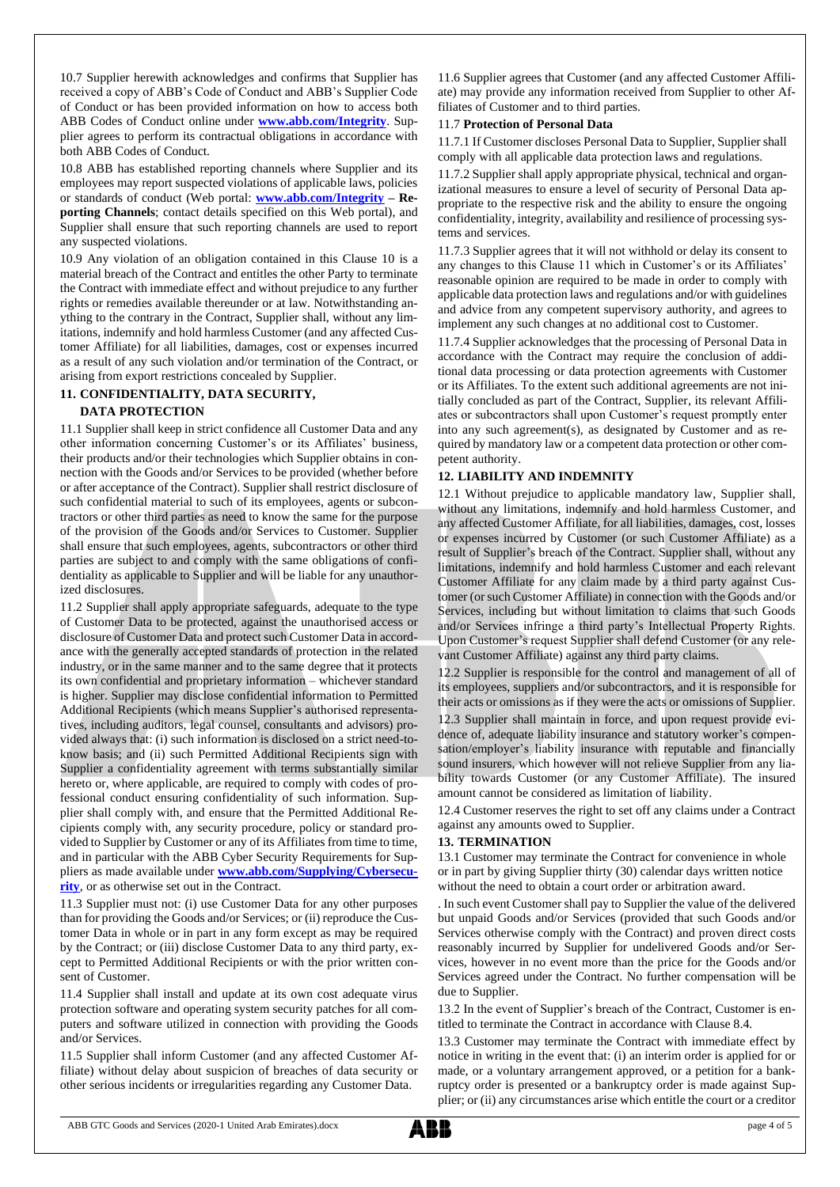10.7 Supplier herewith acknowledges and confirms that Supplier has received a copy of ABB's Code of Conduct and ABB's Supplier Code of Conduct or has been provided information on how to access both ABB Codes of Conduct online under **www.abb.com/Integrity**. Supplier agrees to perform its contractual obligations in accordance with both ABB Codes of Conduct.

10.8 ABB has established reporting channels where Supplier and its employees may report suspected violations of applicable laws, policies or standards of conduct (Web portal: **www.abb.com/Integrity – Reporting Channels**; contact details specified on this Web portal), and Supplier shall ensure that such reporting channels are used to report any suspected violations.

10.9 Any violation of an obligation contained in this Clause 10 is a material breach of the Contract and entitles the other Party to terminate the Contract with immediate effect and without prejudice to any further rights or remedies available thereunder or at law. Notwithstanding anything to the contrary in the Contract, Supplier shall, without any limitations, indemnify and hold harmless Customer (and any affected Customer Affiliate) for all liabilities, damages, cost or expenses incurred as a result of any such violation and/or termination of the Contract, or arising from export restrictions concealed by Supplier.

## 11. CONFIDENTIALITY, DATA SECURITY, DATA PROTECTION

11.1 Supplier shall keep in strict confidence all Customer Data and any other information concerning Customer's or its Affiliates' business, their products and/or their technologies which Supplier obtains in connection with the Goods and/or Services to be provided (whether before or after acceptance of the Contract). Supplier shall restrict disclosure of such confidential material to such of its employees, agents or subcontractors or other third parties as need to know the same for the purpose of the provision of the Goods and/or Services to Customer. Supplier shall ensure that such employees, agents, subcontractors or other third parties are subject to and comply with the same obligations of confidentiality as applicable to Supplier and will be liable for any unauthorized disclosures.

11.2 Supplier shall apply appropriate safeguards, adequate to the type of Customer Data to be protected, against the unauthorised access or disclosure of Customer Data and protect such Customer Data in accordance with the generally accepted standards of protection in the related industry, or in the same manner and to the same degree that it protects its own confidential and proprietary information – whichever standard is higher. Supplier may disclose confidential information to Permitted Additional Recipients (which means Supplier's authorised representatives, including auditors, legal counsel, consultants and advisors) provided always that: (i) such information is disclosed on a strict need-to-know basis; and (ii) such Permitted Additional Recipients sign with Supplier a confidentiality agreement with terms substantially similar hereto or, where applicable, are required to comply with codes of professional conduct ensuring confidentiality of such information. Supplier shall comply with, and ensure that the Permitted Additional Recipients comply with, any security procedure, policy or standard provided to Supplier by Customer or any of its Affiliates from time to time, and in particular with the ABB Cyber Security Requirements for Suppliers as made available under **www.abb.com/Supplying/Cybersecurity**, or as otherwise set out in the Contract.

11.3 Supplier must not: (i) use Customer Data for any other purposes than for providing the Goods and/or Services; or (ii) reproduce the Customer Data in whole or in part in any form except as may be required by the Contract; or (iii) disclose Customer Data to any third party, except to Permitted Additional Recipients or with the prior written consent of Customer.

11.4 Supplier shall install and update at its own cost adequate virus protection software and operating system security patches for all computers and software utilized in connection with providing the Goods and/or Services.

11.5 Supplier shall inform Customer (and any affected Customer Affiliate) without delay about suspicion of breaches of data security or other serious incidents or irregularities regarding any Customer Data.

11.6 Supplier agrees that Customer (and any affected Customer Affiliate) may provide any information received from Supplier to other Affiliates of Customer and to third parties.

### 11.7 Protection of Personal Data

11.7.1 If Customer discloses Personal Data to Supplier, Supplier shall comply with all applicable data protection laws and regulations.

11.7.2 Supplier shall apply appropriate physical, technical and organizational measures to ensure a level of security of Personal Data appropriate to the respective risk and the ability to ensure the ongoing confidentiality, integrity, availability and resilience of processing systems and services.

11.7.3 Supplier agrees that it will not withhold or delay its consent to any changes to this Clause 11 which in Customer's or its Affiliates' reasonable opinion are required to be made in order to comply with applicable data protection laws and regulations and/or with guidelines and advice from any competent supervisory authority, and agrees to implement any such changes at no additional cost to Customer.

11.7.4 Supplier acknowledges that the processing of Personal Data in accordance with the Contract may require the conclusion of additional data processing or data protection agreements with Customer or its Affiliates. To the extent such additional agreements are not initially concluded as part of the Contract, Supplier, its relevant Affiliates or subcontractors shall upon Customer's request promptly enter into any such agreement(s), as designated by Customer and as required by mandatory law or a competent data protection or other competent authority.

## 12. LIABILITY AND INDEMNITY

12.1 Without prejudice to applicable mandatory law, Supplier shall, without any limitations, indemnify and hold harmless Customer, and any affected Customer Affiliate, for all liabilities, damages, cost, losses or expenses incurred by Customer (or such Customer Affiliate) as a result of Supplier's breach of the Contract. Supplier shall, without any limitations, indemnify and hold harmless Customer and each relevant Customer Affiliate for any claim made by a third party against Customer (or such Customer Affiliate) in connection with the Goods and/or Services, including but without limitation to claims that such Goods and/or Services infringe a third party's Intellectual Property Rights. Upon Customer's request Supplier shall defend Customer (or any relevant Customer Affiliate) against any third party claims.

12.2 Supplier is responsible for the control and management of all of its employees, suppliers and/or subcontractors, and it is responsible for their acts or omissions as if they were the acts or omissions of Supplier.

12.3 Supplier shall maintain in force, and upon request provide evidence of, adequate liability insurance and statutory worker's compensation/employer's liability insurance with reputable and financially sound insurers, which however will not relieve Supplier from any liability towards Customer (or any Customer Affiliate). The insured amount cannot be considered as limitation of liability.

12.4 Customer reserves the right to set off any claims under a Contract against any amounts owed to Supplier.

## 13. TERMINATION

13.1 Customer may terminate the Contract for convenience in whole or in part by giving Supplier thirty (30) calendar days written notice without the need to obtain a court order or arbitration award.

. In such event Customer shall pay to Supplier the value of the delivered but unpaid Goods and/or Services (provided that such Goods and/or Services otherwise comply with the Contract) and proven direct costs reasonably incurred by Supplier for undelivered Goods and/or Services, however in no event more than the price for the Goods and/or Services agreed under the Contract. No further compensation will be due to Supplier.

13.2 In the event of Supplier's breach of the Contract, Customer is entitled to terminate the Contract in accordance with Clause 8.4.

13.3 Customer may terminate the Contract with immediate effect by notice in writing in the event that: (i) an interim order is applied for or made, or a voluntary arrangement approved, or a petition for a bankruptcy order is presented or a bankruptcy order is made against Supplier; or (ii) any circumstances arise which entitle the court or a creditor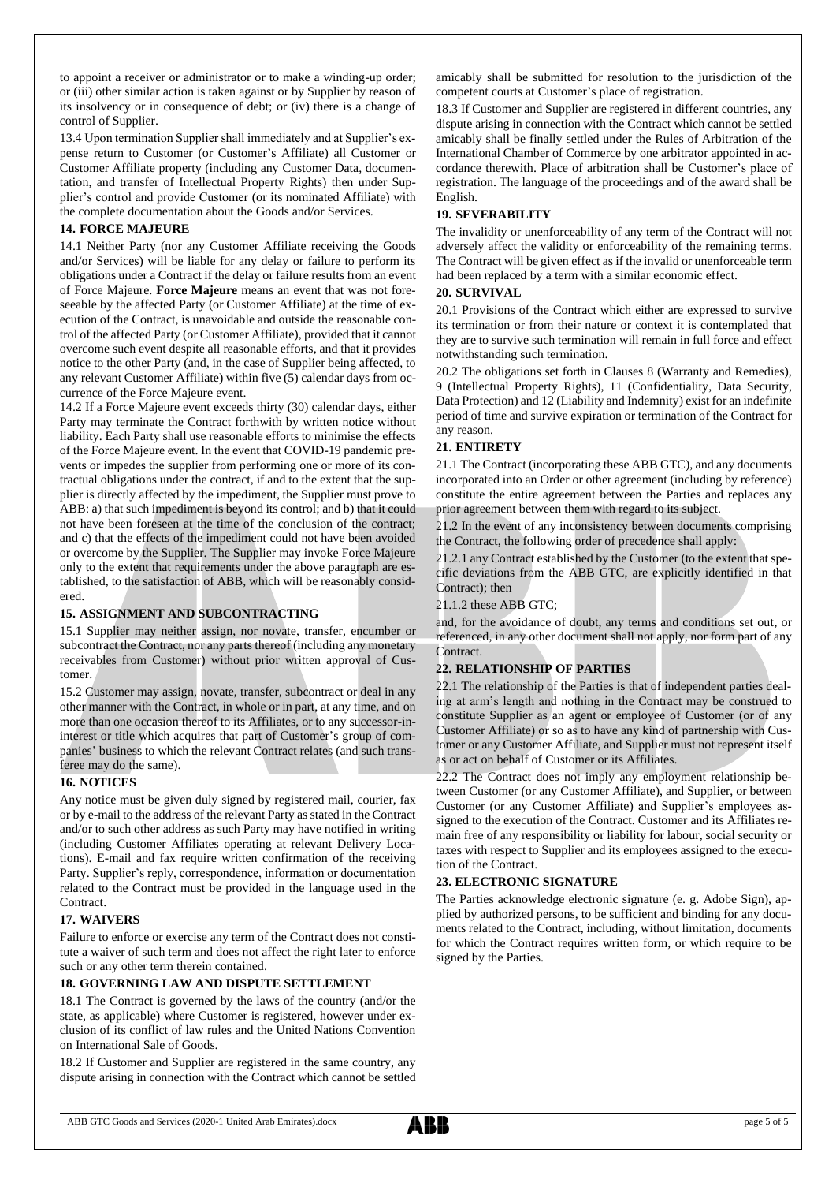to appoint a receiver or administrator or to make a winding-up order; or (iii) other similar action is taken against or by Supplier by reason of its insolvency or in consequence of debt; or (iv) there is a change of control of Supplier.

13.4 Upon termination Supplier shall immediately and at Supplier's expense return to Customer (or Customer's Affiliate) all Customer or Customer Affiliate property (including any Customer Data, documentation, and transfer of Intellectual Property Rights) then under Supplier's control and provide Customer (or its nominated Affiliate) with the complete documentation about the Goods and/or Services.

### 14. FORCE MAJEURE

14.1 Neither Party (nor any Customer Affiliate receiving the Goods and/or Services) will be liable for any delay or failure to perform its obligations under a Contract if the delay or failure results from an event of Force Majeure. **Force Majeure** means an event that was not foreseeable by the affected Party (or Customer Affiliate) at the time of execution of the Contract, is unavoidable and outside the reasonable control of the affected Party (or Customer Affiliate), provided that it cannot overcome such event despite all reasonable efforts, and that it provides notice to the other Party (and, in the case of Supplier being affected, to any relevant Customer Affiliate) within five (5) calendar days from occurrence of the Force Majeure event.

14.2 If a Force Majeure event exceeds thirty (30) calendar days, either Party may terminate the Contract forthwith by written notice without liability. Each Party shall use reasonable efforts to minimise the effects of the Force Majeure event. In the event that COVID-19 pandemic prevents or impedes the supplier from performing one or more of its contractual obligations under the contract, if and to the extent that the supplier is directly affected by the impediment, the Supplier must prove to ABB: a) that such impediment is beyond its control; and b) that it could not have been foreseen at the time of the conclusion of the contract; and c) that the effects of the impediment could not have been avoided or overcome by the Supplier. The Supplier may invoke Force Majeure only to the extent that requirements under the above paragraph are established, to the satisfaction of ABB, which will be reasonably considered.

### 15. ASSIGNMENT AND SUBCONTRACTING

15.1 Supplier may neither assign, nor novate, transfer, encumber or subcontract the Contract, nor any parts thereof (including any monetary receivables from Customer) without prior written approval of Customer.

15.2 Customer may assign, novate, transfer, subcontract or deal in any other manner with the Contract, in whole or in part, at any time, and on more than one occasion thereof to its Affiliates, or to any successor-in-interest or title which acquires that part of Customer's group of companies' business to which the relevant Contract relates (and such transferee may do the same).

### 16. NOTICES

Any notice must be given duly signed by registered mail, courier, fax or by e-mail to the address of the relevant Party as stated in the Contract and/or to such other address as such Party may have notified in writing (including Customer Affiliates operating at relevant Delivery Locations). E-mail and fax require written confirmation of the receiving Party. Supplier's reply, correspondence, information or documentation related to the Contract must be provided in the language used in the Contract.

### 17. WAIVERS

Failure to enforce or exercise any term of the Contract does not constitute a waiver of such term and does not affect the right later to enforce such or any other term therein contained.

### 18. GOVERNING LAW AND DISPUTE SETTLEMENT

18.1 The Contract is governed by the laws of the country (and/or the state, as applicable) where Customer is registered, however under exclusion of its conflict of law rules and the United Nations Convention on International Sale of Goods.

18.2 If Customer and Supplier are registered in the same country, any dispute arising in connection with the Contract which cannot be settled amicably shall be submitted for resolution to the jurisdiction of the competent courts at Customer's place of registration.

18.3 If Customer and Supplier are registered in different countries, any dispute arising in connection with the Contract which cannot be settled amicably shall be finally settled under the Rules of Arbitration of the International Chamber of Commerce by one arbitrator appointed in accordance therewith. Place of arbitration shall be Customer's place of registration. The language of the proceedings and of the award shall be English.

### 19. SEVERABILITY

The invalidity or unenforceability of any term of the Contract will not adversely affect the validity or enforceability of the remaining terms. The Contract will be given effect as if the invalid or unenforceable term had been replaced by a term with a similar economic effect.

### 20. SURVIVAL

20.1 Provisions of the Contract which either are expressed to survive its termination or from their nature or context it is contemplated that they are to survive such termination will remain in full force and effect notwithstanding such termination.

20.2 The obligations set forth in Clauses 8 (Warranty and Remedies), 9 (Intellectual Property Rights), 11 (Confidentiality, Data Security, Data Protection) and 12 (Liability and Indemnity) exist for an indefinite period of time and survive expiration or termination of the Contract for any reason.

### 21. ENTIRETY

21.1 The Contract (incorporating these ABB GTC), and any documents incorporated into an Order or other agreement (including by reference) constitute the entire agreement between the Parties and replaces any prior agreement between them with regard to its subject.

21.2 In the event of any inconsistency between documents comprising the Contract, the following order of precedence shall apply:

21.2.1 any Contract established by the Customer (to the extent that specific deviations from the ABB GTC, are explicitly identified in that Contract); then

21.1.2 these ABB GTC;

and, for the avoidance of doubt, any terms and conditions set out, or referenced, in any other document shall not apply, nor form part of any Contract.

### 22. RELATIONSHIP OF PARTIES

22.1 The relationship of the Parties is that of independent parties dealing at arm's length and nothing in the Contract may be construed to constitute Supplier as an agent or employee of Customer (or of any Customer Affiliate) or so as to have any kind of partnership with Customer or any Customer Affiliate, and Supplier must not represent itself as or act on behalf of Customer or its Affiliates.

22.2 The Contract does not imply any employment relationship between Customer (or any Customer Affiliate), and Supplier, or between Customer (or any Customer Affiliate) and Supplier's employees assigned to the execution of the Contract. Customer and its Affiliates remain free of any responsibility or liability for labour, social security or taxes with respect to Supplier and its employees assigned to the execution of the Contract.

### 23. ELECTRONIC SIGNATURE

The Parties acknowledge electronic signature (e. g. Adobe Sign), applied by authorized persons, to be sufficient and binding for any documents related to the Contract, including, without limitation, documents for which the Contract requires written form, or which require to be signed by the Parties.